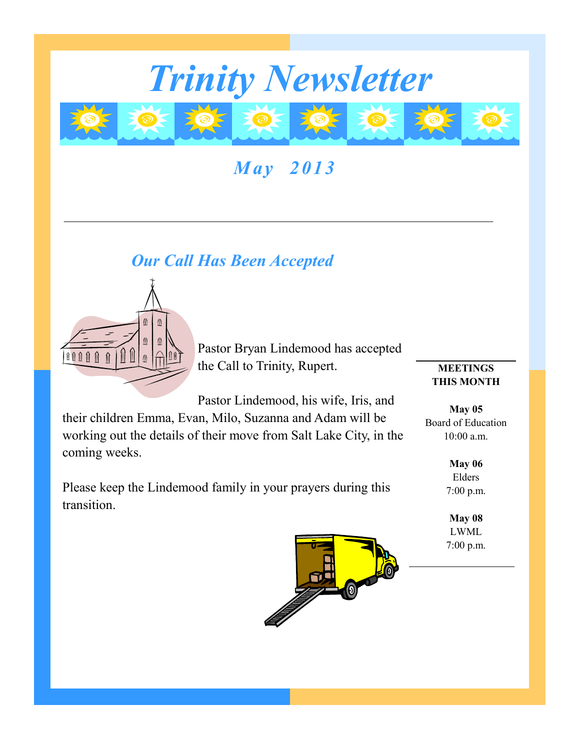# Trinity Newsletter

## *May 2013*

---

## *Our Call Has Been Accepted*

Pastor Bryan Lindemood has accepted the Call to Trinity, Rupert.

Pastor Lindemood, his wife, Iris, and their children Emma, Evan, Milo, Suzanna and Adam will be working out the details of their move from Salt Lake City, in the coming weeks.

Please keep the Lindemood family in your prayers during this transition.

---

**MEETINGS THIS MONTH**

**May 05**
Board of Education
10:00 a.m.

**May 06**
Elders
7:00 p.m.

**May 08**
LWML
7:00 p.m.

---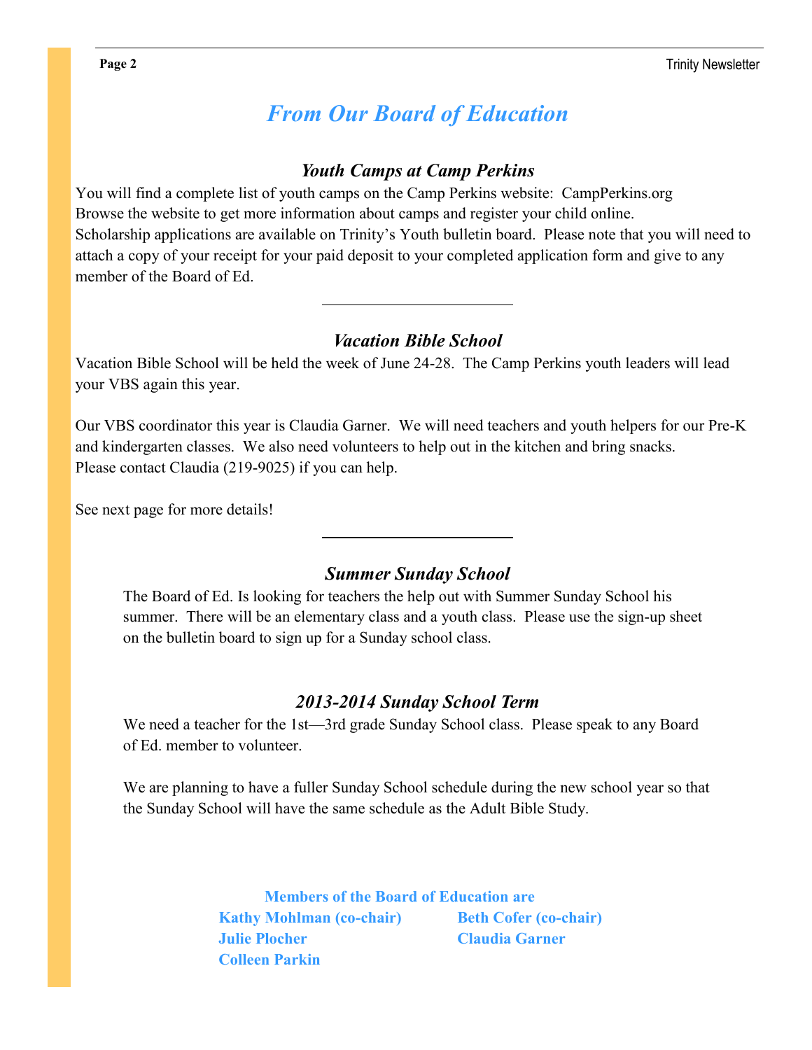# *From Our Board of Education*

## *Youth Camps at Camp Perkins*

You will find a complete list of youth camps on the Camp Perkins website: CampPerkins.org
Browse the website to get more information about camps and register your child online.
Scholarship applications are available on Trinity's Youth bulletin board. Please note that you will need to attach a copy of your receipt for your paid deposit to your completed application form and give to any member of the Board of Ed.

---

## *Vacation Bible School*

Vacation Bible School will be held the week of June 24-28. The Camp Perkins youth leaders will lead your VBS again this year.

Our VBS coordinator this year is Claudia Garner. We will need teachers and youth helpers for our Pre-K and kindergarten classes. We also need volunteers to help out in the kitchen and bring snacks. Please contact Claudia (219-9025) if you can help.

See next page for more details!

---

## *Summer Sunday School*

The Board of Ed. Is looking for teachers the help out with Summer Sunday School his summer. There will be an elementary class and a youth class. Please use the sign-up sheet on the bulletin board to sign up for a Sunday school class.

## *2013-2014 Sunday School Term*

We need a teacher for the 1st—3rd grade Sunday School class. Please speak to any Board of Ed. member to volunteer.

We are planning to have a fuller Sunday School schedule during the new school year so that the Sunday School will have the same schedule as the Adult Bible Study.

**Members of the Board of Education are**

**Kathy Mohlman (co-chair)**
**Beth Cofer (co-chair)**
**Julie Plocher**
**Claudia Garner**
**Colleen Parkin**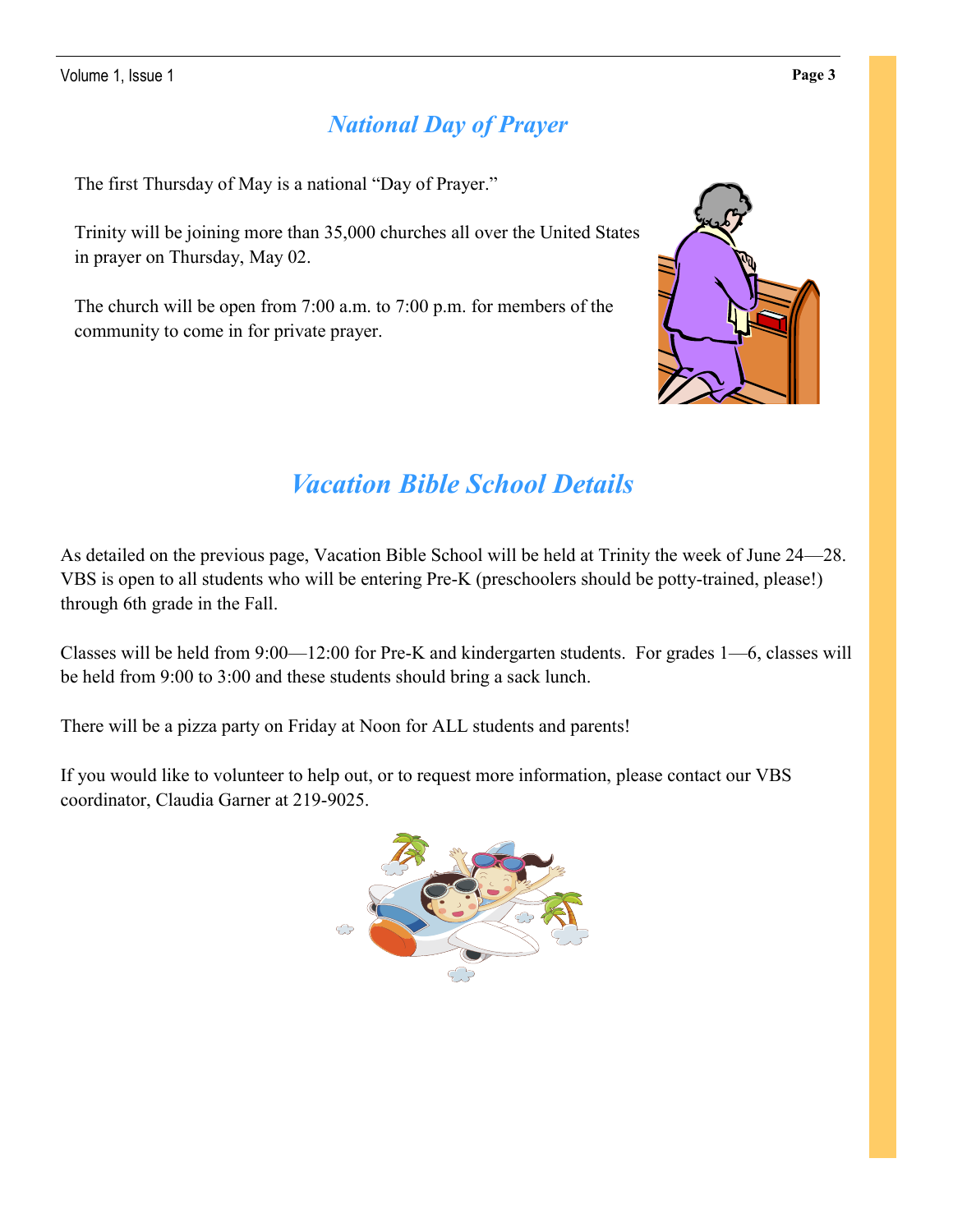## *National Day of Prayer*

The first Thursday of May is a national "Day of Prayer."

Trinity will be joining more than 35,000 churches all over the United States in prayer on Thursday, May 02.

The church will be open from 7:00 a.m. to 7:00 p.m. for members of the community to come in for private prayer.

## *Vacation Bible School Details*

As detailed on the previous page, Vacation Bible School will be held at Trinity the week of June 24—28. VBS is open to all students who will be entering Pre-K (preschoolers should be potty-trained, please!) through 6th grade in the Fall.

Classes will be held from 9:00—12:00 for Pre-K and kindergarten students. For grades 1—6, classes will be held from 9:00 to 3:00 and these students should bring a sack lunch.

There will be a pizza party on Friday at Noon for ALL students and parents!

If you would like to volunteer to help out, or to request more information, please contact our VBS coordinator, Claudia Garner at 219-9025.